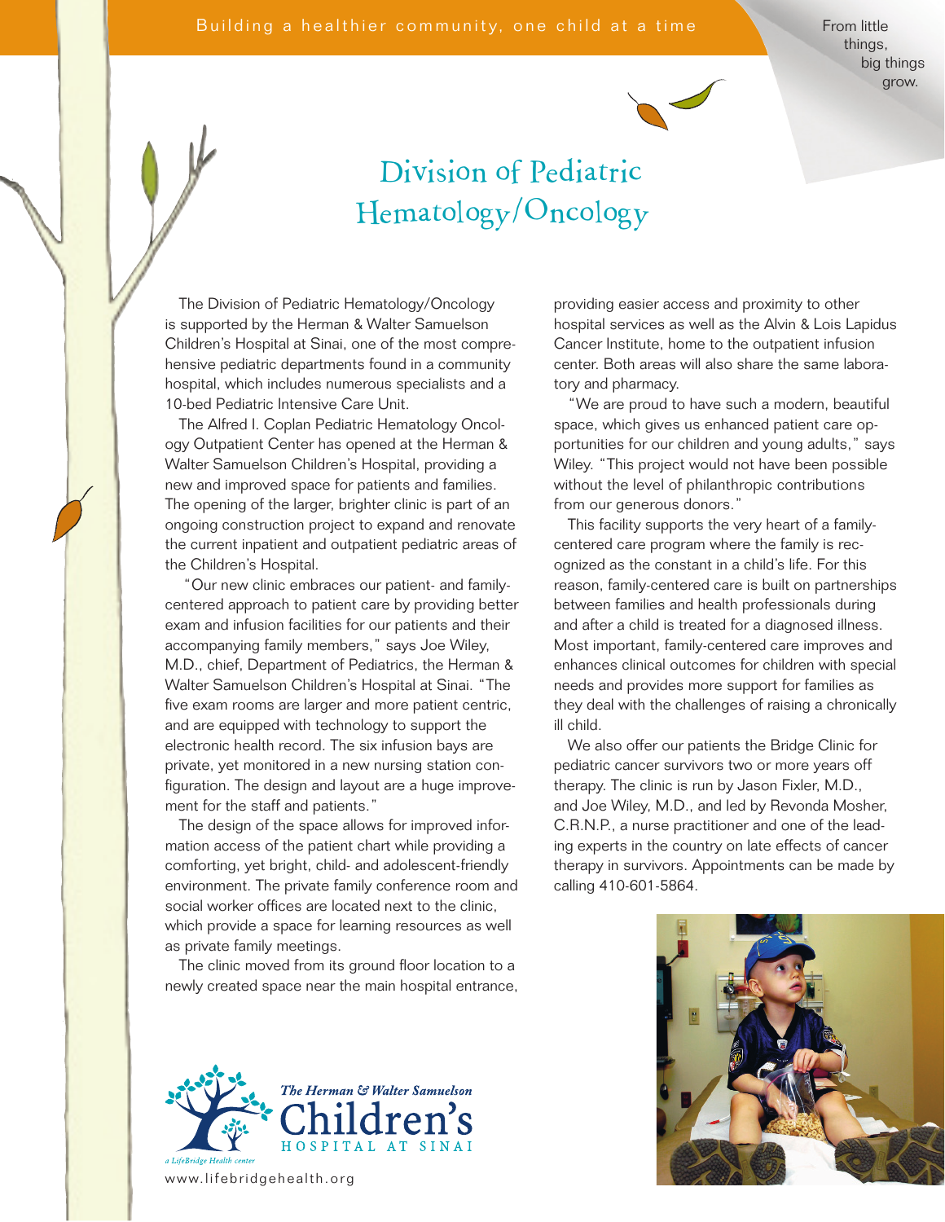Building a healthier community, one child at a time

From little things, big things grow.

# Division of Pediatric Hematology/Oncology

The Division of Pediatric Hematology/Oncology is supported by the Herman & Walter Samuelson Children's Hospital at Sinai, one of the most comprehensive pediatric departments found in a community hospital, which includes numerous specialists and a 10-bed Pediatric Intensive Care Unit.

The Alfred I. Coplan Pediatric Hematology Oncology Outpatient Center has opened at the Herman & Walter Samuelson Children's Hospital, providing a new and improved space for patients and families. The opening of the larger, brighter clinic is part of an ongoing construction project to expand and renovate the current inpatient and outpatient pediatric areas of the Children's Hospital.

"Our new clinic embraces our patient- and family-centered approach to patient care by providing better exam and infusion facilities for our patients and their accompanying family members," says Joe Wiley, M.D., chief, Department of Pediatrics, the Herman & Walter Samuelson Children's Hospital at Sinai. "The five exam rooms are larger and more patient centric, and are equipped with technology to support the electronic health record. The six infusion bays are private, yet monitored in a new nursing station configuration. The design and layout are a huge improvement for the staff and patients."

The design of the space allows for improved information access of the patient chart while providing a comforting, yet bright, child- and adolescent-friendly environment. The private family conference room and social worker offices are located next to the clinic, which provide a space for learning resources as well as private family meetings.

The clinic moved from its ground floor location to a newly created space near the main hospital entrance, providing easier access and proximity to other hospital services as well as the Alvin & Lois Lapidus Cancer Institute, home to the outpatient infusion center. Both areas will also share the same laboratory and pharmacy.

"We are proud to have such a modern, beautiful space, which gives us enhanced patient care opportunities for our children and young adults," says Wiley. "This project would not have been possible without the level of philanthropic contributions from our generous donors."

This facility supports the very heart of a family-centered care program where the family is recognized as the constant in a child's life. For this reason, family-centered care is built on partnerships between families and health professionals during and after a child is treated for a diagnosed illness. Most important, family-centered care improves and enhances clinical outcomes for children with special needs and provides more support for families as they deal with the challenges of raising a chronically ill child.

We also offer our patients the Bridge Clinic for pediatric cancer survivors two or more years off therapy. The clinic is run by Jason Fixler, M.D., and Joe Wiley, M.D., and led by Revonda Mosher, C.R.N.P., a nurse practitioner and one of the leading experts in the country on late effects of cancer therapy in survivors. Appointments can be made by calling 410-601-5864.

*The Herman & Walter Samuelson* Children's HOSPITAL AT SINAI

*a LifeBridge Health center*

www.lifebridgehealth.org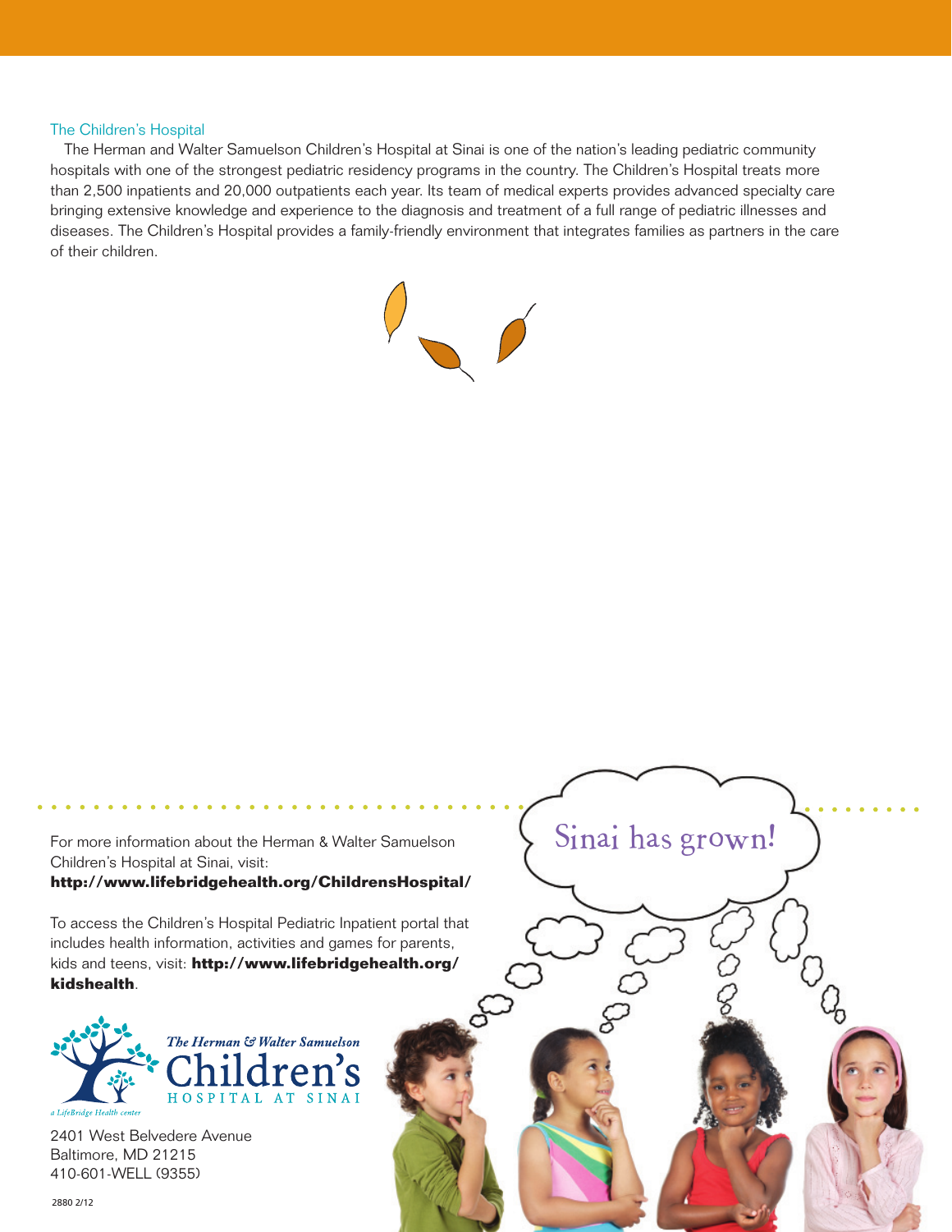## The Children's Hospital

The Herman and Walter Samuelson Children's Hospital at Sinai is one of the nation's leading pediatric community hospitals with one of the strongest pediatric residency programs in the country. The Children's Hospital treats more than 2,500 inpatients and 20,000 outpatients each year. Its team of medical experts provides advanced specialty care bringing extensive knowledge and experience to the diagnosis and treatment of a full range of pediatric illnesses and diseases. The Children's Hospital provides a family-friendly environment that integrates families as partners in the care of their children.

Sinai has grown!

For more information about the Herman & Walter Samuelson Children's Hospital at Sinai, visit:
**http://www.lifebridgehealth.org/ChildrensHospital/**

To access the Children's Hospital Pediatric Inpatient portal that includes health information, activities and games for parents, kids and teens, visit: **http://www.lifebridgehealth.org/kidshealth**.

*The Herman & Walter Samuelson* Children's HOSPITAL AT SINAI

*a LifeBridge Health center*

2401 West Belvedere Avenue
Baltimore, MD 21215
410-601-WELL (9355)

2880 2/12